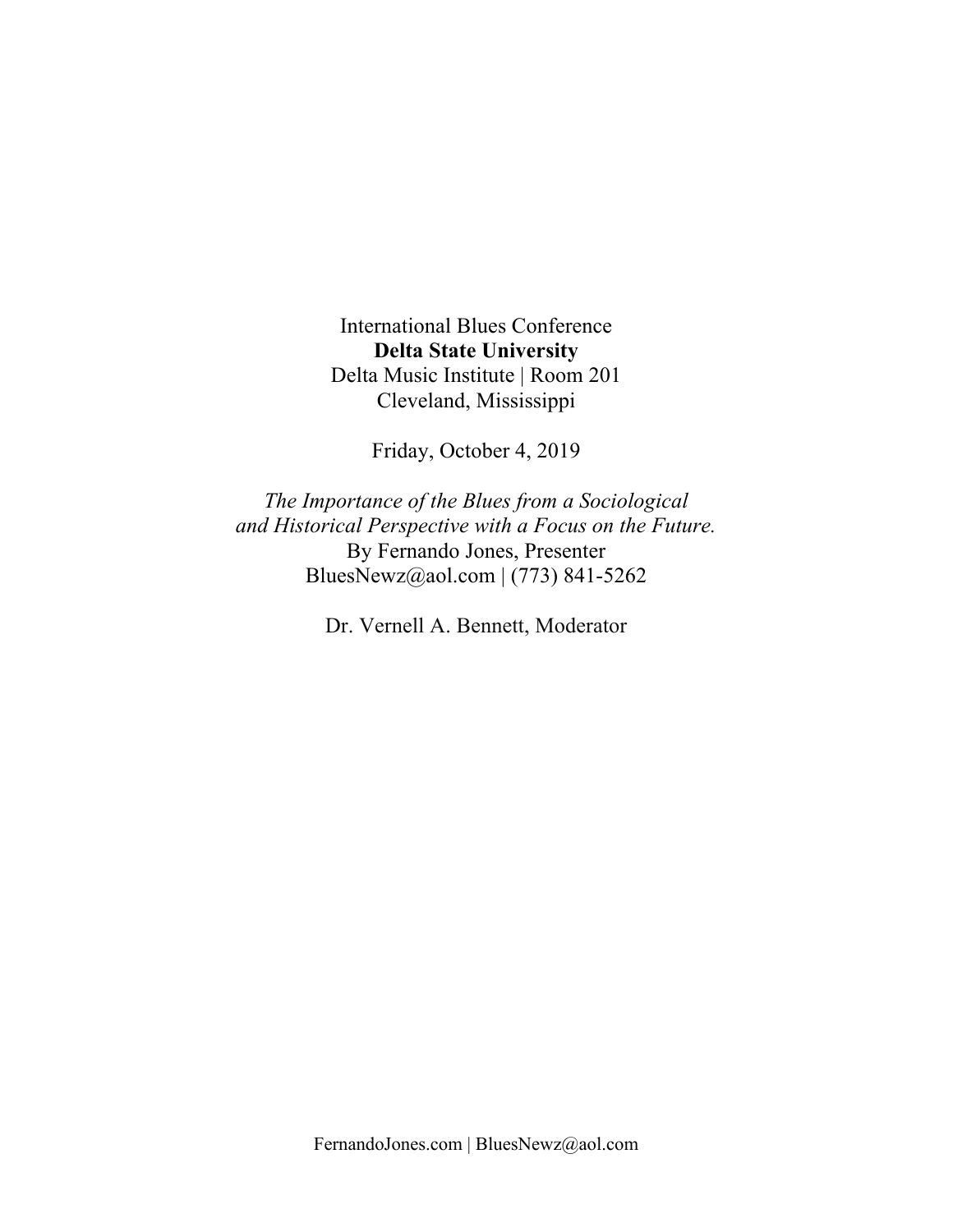International Blues Conference
**Delta State University**
Delta Music Institute | Room 201
Cleveland, Mississippi

Friday, October 4, 2019

*The Importance of the Blues from a Sociological and Historical Perspective with a Focus on the Future.*
By Fernando Jones, Presenter
BluesNewz@aol.com | (773) 841-5262

Dr. Vernell A. Bennett, Moderator

FernandoJones.com | BluesNewz@aol.com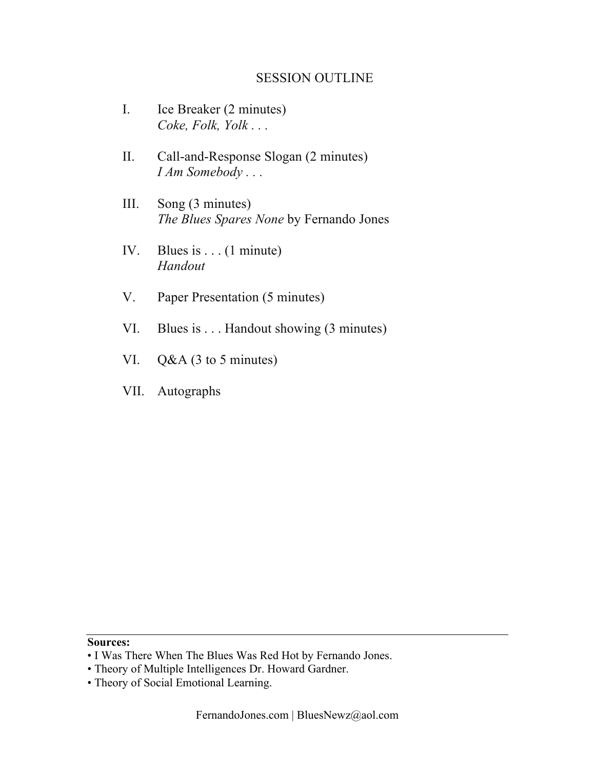# SESSION OUTLINE

I. Ice Breaker (2 minutes)
*Coke, Folk, Yolk . . .*

II. Call-and-Response Slogan (2 minutes)
*I Am Somebody . . .*

III. Song (3 minutes)
*The Blues Spares None* by Fernando Jones

IV. Blues is . . . (1 minute)
*Handout*

V. Paper Presentation (5 minutes)

VI. Blues is . . . Handout showing (3 minutes)

VI. Q&A (3 to 5 minutes)

VII. Autographs

---

**Sources:**

- I Was There When The Blues Was Red Hot by Fernando Jones.
- Theory of Multiple Intelligences Dr. Howard Gardner.
- Theory of Social Emotional Learning.

FernandoJones.com | BluesNewz@aol.com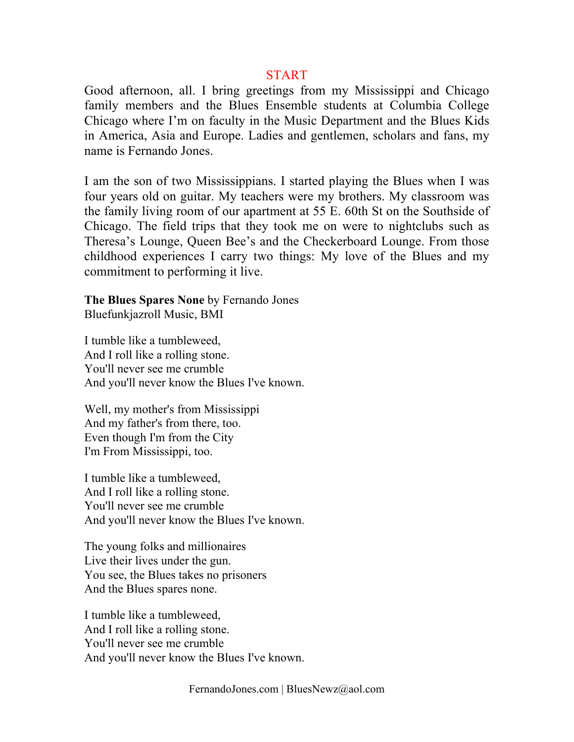START

Good afternoon, all. I bring greetings from my Mississippi and Chicago family members and the Blues Ensemble students at Columbia College Chicago where I'm on faculty in the Music Department and the Blues Kids in America, Asia and Europe. Ladies and gentlemen, scholars and fans, my name is Fernando Jones.

I am the son of two Mississippians. I started playing the Blues when I was four years old on guitar. My teachers were my brothers. My classroom was the family living room of our apartment at 55 E. 60th St on the Southside of Chicago. The field trips that they took me on were to nightclubs such as Theresa's Lounge, Queen Bee's and the Checkerboard Lounge. From those childhood experiences I carry two things: My love of the Blues and my commitment to performing it live.

**The Blues Spares None** by Fernando Jones
Bluefunkjazroll Music, BMI

I tumble like a tumbleweed,
And I roll like a rolling stone.
You'll never see me crumble
And you'll never know the Blues I've known.

Well, my mother's from Mississippi
And my father's from there, too.
Even though I'm from the City
I'm From Mississippi, too.

I tumble like a tumbleweed,
And I roll like a rolling stone.
You'll never see me crumble
And you'll never know the Blues I've known.

The young folks and millionaires
Live their lives under the gun.
You see, the Blues takes no prisoners
And the Blues spares none.

I tumble like a tumbleweed,
And I roll like a rolling stone.
You'll never see me crumble
And you'll never know the Blues I've known.

FernandoJones.com | BluesNewz@aol.com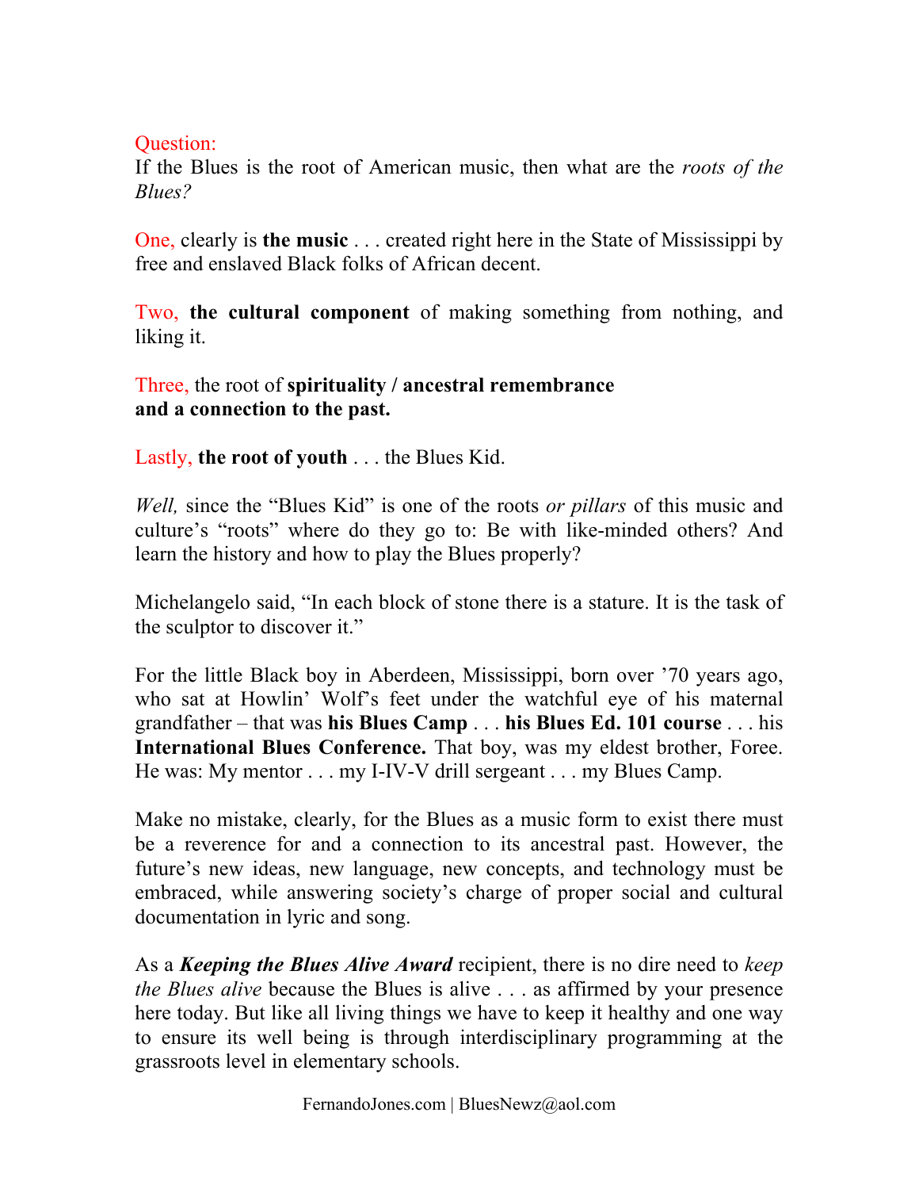Question:
If the Blues is the root of American music, then what are the *roots of the Blues?*

One, clearly is **the music** . . . created right here in the State of Mississippi by free and enslaved Black folks of African decent.

Two, **the cultural component** of making something from nothing, and liking it.

Three, the root of **spirituality / ancestral remembrance and a connection to the past.**

Lastly, **the root of youth** . . . the Blues Kid.

*Well,* since the "Blues Kid" is one of the roots *or pillars* of this music and culture's "roots" where do they go to: Be with like-minded others? And learn the history and how to play the Blues properly?

Michelangelo said, "In each block of stone there is a stature. It is the task of the sculptor to discover it."

For the little Black boy in Aberdeen, Mississippi, born over '70 years ago, who sat at Howlin' Wolf's feet under the watchful eye of his maternal grandfather – that was **his Blues Camp** . . . **his Blues Ed. 101 course** . . . his **International Blues Conference.** That boy, was my eldest brother, Foree. He was: My mentor . . . my I-IV-V drill sergeant . . . my Blues Camp.

Make no mistake, clearly, for the Blues as a music form to exist there must be a reverence for and a connection to its ancestral past. However, the future's new ideas, new language, new concepts, and technology must be embraced, while answering society's charge of proper social and cultural documentation in lyric and song.

As a ***Keeping the Blues Alive Award*** recipient, there is no dire need to *keep the Blues alive* because the Blues is alive . . . as affirmed by your presence here today. But like all living things we have to keep it healthy and one way to ensure its well being is through interdisciplinary programming at the grassroots level in elementary schools.

FernandoJones.com | BluesNewz@aol.com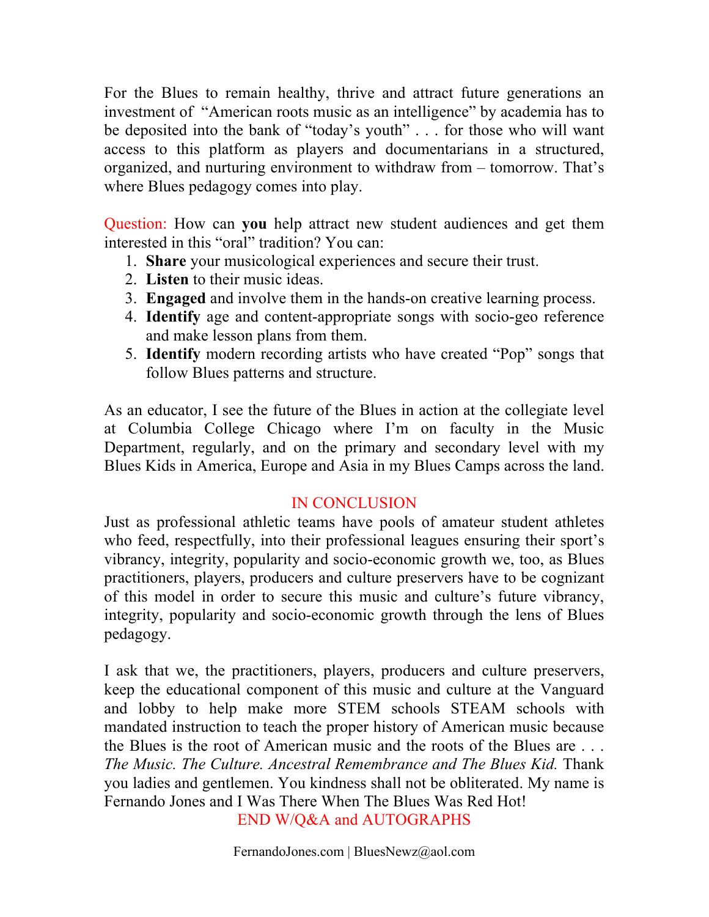For the Blues to remain healthy, thrive and attract future generations an investment of "American roots music as an intelligence" by academia has to be deposited into the bank of "today's youth" . . . for those who will want access to this platform as players and documentarians in a structured, organized, and nurturing environment to withdraw from – tomorrow. That's where Blues pedagogy comes into play.

Question: How can **you** help attract new student audiences and get them interested in this "oral" tradition? You can:

1. **Share** your musicological experiences and secure their trust.
2. **Listen** to their music ideas.
3. **Engaged** and involve them in the hands-on creative learning process.
4. **Identify** age and content-appropriate songs with socio-geo reference and make lesson plans from them.
5. **Identify** modern recording artists who have created "Pop" songs that follow Blues patterns and structure.

As an educator, I see the future of the Blues in action at the collegiate level at Columbia College Chicago where I'm on faculty in the Music Department, regularly, and on the primary and secondary level with my Blues Kids in America, Europe and Asia in my Blues Camps across the land.

## IN CONCLUSION

Just as professional athletic teams have pools of amateur student athletes who feed, respectfully, into their professional leagues ensuring their sport's vibrancy, integrity, popularity and socio-economic growth we, too, as Blues practitioners, players, producers and culture preservers have to be cognizant of this model in order to secure this music and culture's future vibrancy, integrity, popularity and socio-economic growth through the lens of Blues pedagogy.

I ask that we, the practitioners, players, producers and culture preservers, keep the educational component of this music and culture at the Vanguard and lobby to help make more STEM schools STEAM schools with mandated instruction to teach the proper history of American music because the Blues is the root of American music and the roots of the Blues are . . . *The Music. The Culture. Ancestral Remembrance and The Blues Kid.* Thank you ladies and gentlemen. You kindness shall not be obliterated. My name is Fernando Jones and I Was There When The Blues Was Red Hot!

END W/Q&A and AUTOGRAPHS

FernandoJones.com | BluesNewz@aol.com